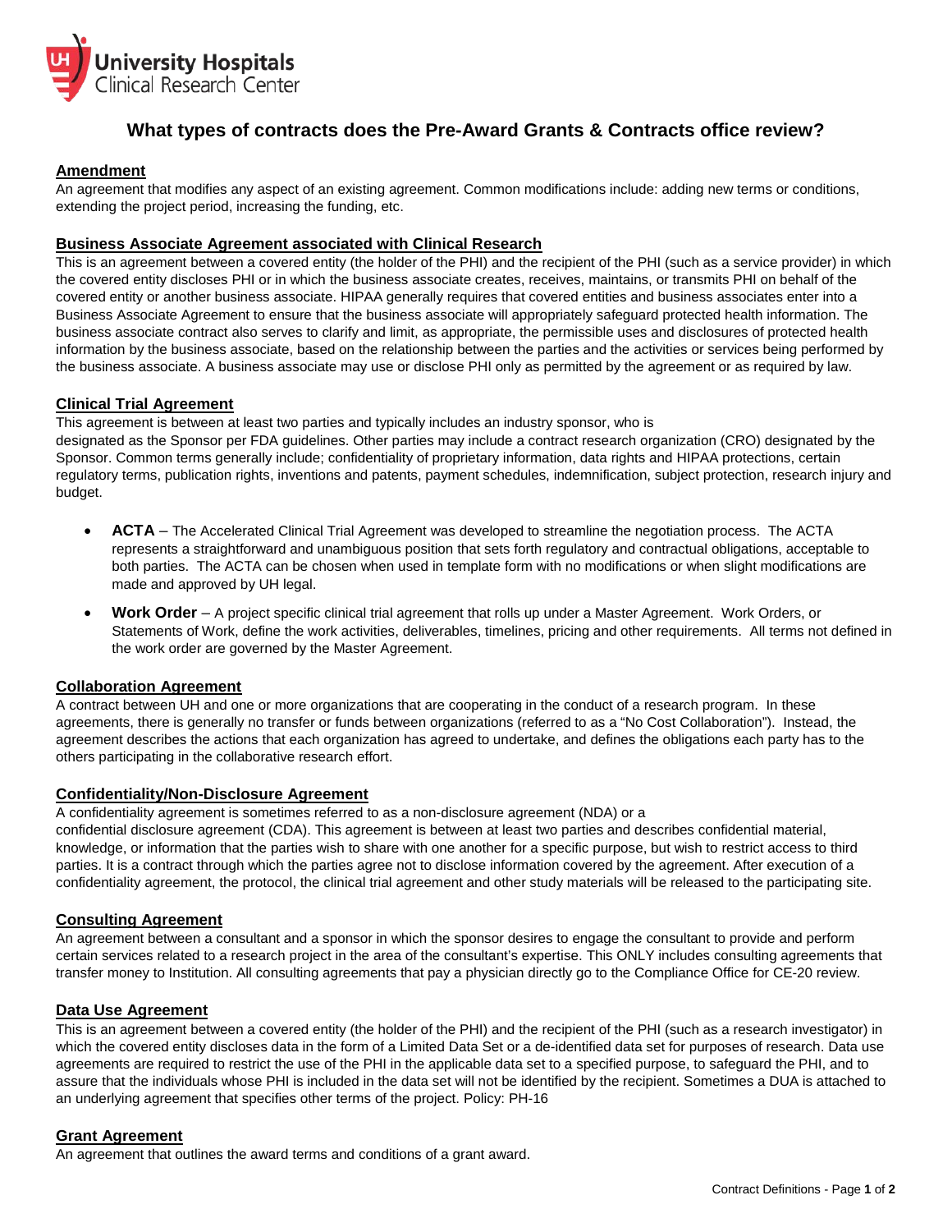University Hospitals
Clinical Research Center

# What types of contracts does the Pre-Award Grants & Contracts office review?

## Amendment

An agreement that modifies any aspect of an existing agreement. Common modifications include: adding new terms or conditions, extending the project period, increasing the funding, etc.

## Business Associate Agreement associated with Clinical Research

This is an agreement between a covered entity (the holder of the PHI) and the recipient of the PHI (such as a service provider) in which the covered entity discloses PHI or in which the business associate creates, receives, maintains, or transmits PHI on behalf of the covered entity or another business associate. HIPAA generally requires that covered entities and business associates enter into a Business Associate Agreement to ensure that the business associate will appropriately safeguard protected health information. The business associate contract also serves to clarify and limit, as appropriate, the permissible uses and disclosures of protected health information by the business associate, based on the relationship between the parties and the activities or services being performed by the business associate. A business associate may use or disclose PHI only as permitted by the agreement or as required by law.

## Clinical Trial Agreement

This agreement is between at least two parties and typically includes an industry sponsor, who is designated as the Sponsor per FDA guidelines. Other parties may include a contract research organization (CRO) designated by the Sponsor. Common terms generally include; confidentiality of proprietary information, data rights and HIPAA protections, certain regulatory terms, publication rights, inventions and patents, payment schedules, indemnification, subject protection, research injury and budget.

- **ACTA** – The Accelerated Clinical Trial Agreement was developed to streamline the negotiation process. The ACTA represents a straightforward and unambiguous position that sets forth regulatory and contractual obligations, acceptable to both parties. The ACTA can be chosen when used in template form with no modifications or when slight modifications are made and approved by UH legal.
- **Work Order** – A project specific clinical trial agreement that rolls up under a Master Agreement. Work Orders, or Statements of Work, define the work activities, deliverables, timelines, pricing and other requirements. All terms not defined in the work order are governed by the Master Agreement.

## Collaboration Agreement

A contract between UH and one or more organizations that are cooperating in the conduct of a research program. In these agreements, there is generally no transfer or funds between organizations (referred to as a "No Cost Collaboration"). Instead, the agreement describes the actions that each organization has agreed to undertake, and defines the obligations each party has to the others participating in the collaborative research effort.

## Confidentiality/Non-Disclosure Agreement

A confidentiality agreement is sometimes referred to as a non-disclosure agreement (NDA) or a confidential disclosure agreement (CDA). This agreement is between at least two parties and describes confidential material, knowledge, or information that the parties wish to share with one another for a specific purpose, but wish to restrict access to third parties. It is a contract through which the parties agree not to disclose information covered by the agreement. After execution of a confidentiality agreement, the protocol, the clinical trial agreement and other study materials will be released to the participating site.

## Consulting Agreement

An agreement between a consultant and a sponsor in which the sponsor desires to engage the consultant to provide and perform certain services related to a research project in the area of the consultant's expertise. This ONLY includes consulting agreements that transfer money to Institution. All consulting agreements that pay a physician directly go to the Compliance Office for CE-20 review.

## Data Use Agreement

This is an agreement between a covered entity (the holder of the PHI) and the recipient of the PHI (such as a research investigator) in which the covered entity discloses data in the form of a Limited Data Set or a de-identified data set for purposes of research. Data use agreements are required to restrict the use of the PHI in the applicable data set to a specified purpose, to safeguard the PHI, and to assure that the individuals whose PHI is included in the data set will not be identified by the recipient. Sometimes a DUA is attached to an underlying agreement that specifies other terms of the project. Policy: PH-16

## Grant Agreement

An agreement that outlines the award terms and conditions of a grant award.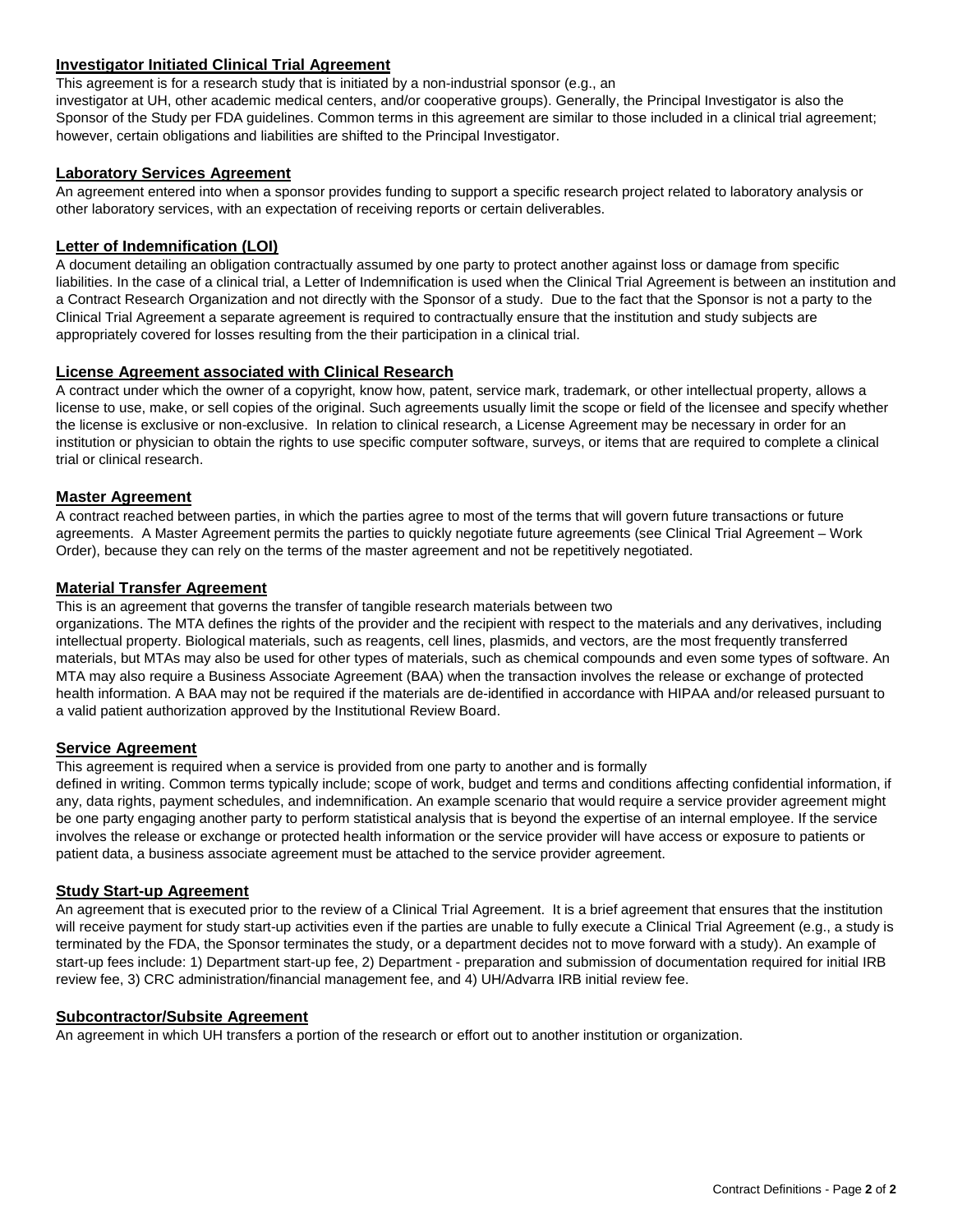## Investigator Initiated Clinical Trial Agreement

This agreement is for a research study that is initiated by a non-industrial sponsor (e.g., an investigator at UH, other academic medical centers, and/or cooperative groups). Generally, the Principal Investigator is also the Sponsor of the Study per FDA guidelines. Common terms in this agreement are similar to those included in a clinical trial agreement; however, certain obligations and liabilities are shifted to the Principal Investigator.

## Laboratory Services Agreement

An agreement entered into when a sponsor provides funding to support a specific research project related to laboratory analysis or other laboratory services, with an expectation of receiving reports or certain deliverables.

## Letter of Indemnification (LOI)

A document detailing an obligation contractually assumed by one party to protect another against loss or damage from specific liabilities. In the case of a clinical trial, a Letter of Indemnification is used when the Clinical Trial Agreement is between an institution and a Contract Research Organization and not directly with the Sponsor of a study. Due to the fact that the Sponsor is not a party to the Clinical Trial Agreement a separate agreement is required to contractually ensure that the institution and study subjects are appropriately covered for losses resulting from the their participation in a clinical trial.

## License Agreement associated with Clinical Research

A contract under which the owner of a copyright, know how, patent, service mark, trademark, or other intellectual property, allows a license to use, make, or sell copies of the original. Such agreements usually limit the scope or field of the licensee and specify whether the license is exclusive or non-exclusive. In relation to clinical research, a License Agreement may be necessary in order for an institution or physician to obtain the rights to use specific computer software, surveys, or items that are required to complete a clinical trial or clinical research.

## Master Agreement

A contract reached between parties, in which the parties agree to most of the terms that will govern future transactions or future agreements. A Master Agreement permits the parties to quickly negotiate future agreements (see Clinical Trial Agreement – Work Order), because they can rely on the terms of the master agreement and not be repetitively negotiated.

## Material Transfer Agreement

This is an agreement that governs the transfer of tangible research materials between two organizations. The MTA defines the rights of the provider and the recipient with respect to the materials and any derivatives, including intellectual property. Biological materials, such as reagents, cell lines, plasmids, and vectors, are the most frequently transferred materials, but MTAs may also be used for other types of materials, such as chemical compounds and even some types of software. An MTA may also require a Business Associate Agreement (BAA) when the transaction involves the release or exchange of protected health information. A BAA may not be required if the materials are de-identified in accordance with HIPAA and/or released pursuant to a valid patient authorization approved by the Institutional Review Board.

## Service Agreement

This agreement is required when a service is provided from one party to another and is formally defined in writing. Common terms typically include; scope of work, budget and terms and conditions affecting confidential information, if any, data rights, payment schedules, and indemnification. An example scenario that would require a service provider agreement might be one party engaging another party to perform statistical analysis that is beyond the expertise of an internal employee. If the service involves the release or exchange or protected health information or the service provider will have access or exposure to patients or patient data, a business associate agreement must be attached to the service provider agreement.

## Study Start-up Agreement

An agreement that is executed prior to the review of a Clinical Trial Agreement. It is a brief agreement that ensures that the institution will receive payment for study start-up activities even if the parties are unable to fully execute a Clinical Trial Agreement (e.g., a study is terminated by the FDA, the Sponsor terminates the study, or a department decides not to move forward with a study). An example of start-up fees include: 1) Department start-up fee, 2) Department - preparation and submission of documentation required for initial IRB review fee, 3) CRC administration/financial management fee, and 4) UH/Advarra IRB initial review fee.

## Subcontractor/Subsite Agreement

An agreement in which UH transfers a portion of the research or effort out to another institution or organization.